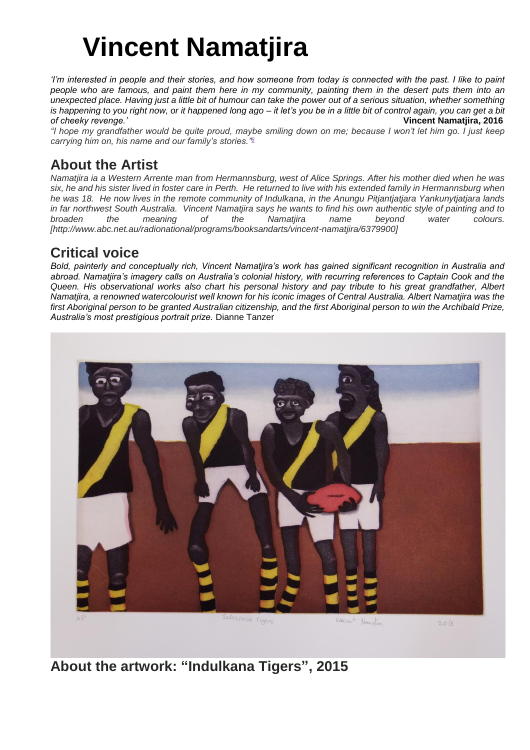# Vincent Namatjira

*'I'm interested in people and their stories, and how someone from today is connected with the past. I like to paint people who are famous, and paint them here in my community, painting them in the desert puts them into an unexpected place. Having just a little bit of humour can take the power out of a serious situation, whether something is happening to you right now, or it happened long ago – it let's you be in a little bit of control again, you can get a bit of cheeky revenge.'* **Vincent Namatjira, 2016**

*"I hope my grandfather would be quite proud, maybe smiling down on me; because I won't let him go. I just keep carrying him on, his name and our family's stories."*[6]

## About the Artist

*Namatjira ia a Western Arrente man from Hermannsburg, west of Alice Springs. After his mother died when he was six, he and his sister lived in foster care in Perth. He returned to live with his extended family in Hermannsburg when he was 18. He now lives in the remote community of Indulkana, in the Anungu Pitjantjatjara Yankunytjatjara lands in far northwest South Australia. Vincent Namatjira says he wants to find his own authentic style of painting and to broaden the meaning of the Namatjira name beyond water colours. [http://www.abc.net.au/radionational/programs/booksandarts/vincent-namatjira/6379900]*

## Critical voice

*Bold, painterly and conceptually rich, Vincent Namatjira's work has gained significant recognition in Australia and abroad. Namatjira's imagery calls on Australia's colonial history, with recurring references to Captain Cook and the Queen. His observational works also chart his personal history and pay tribute to his great grandfather, Albert Namatjira, a renowned watercolourist well known for his iconic images of Central Australia. Albert Namatjira was the first Aboriginal person to be granted Australian citizenship, and the first Aboriginal person to win the Archibald Prize, Australia's most prestigious portrait prize.* Dianne Tanzer

AP INDULKANA Tigers Vincent Namatjira 2015

## About the artwork: "Indulkana Tigers", 2015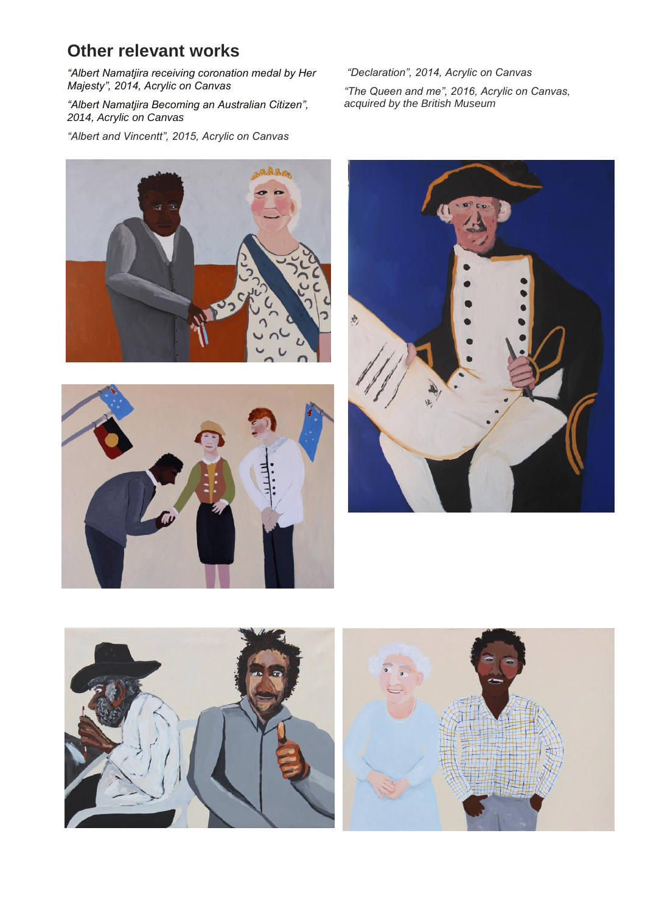## Other relevant works

*"Albert Namatjira receiving coronation medal by Her Majesty", 2014, Acrylic on Canvas*

*"Albert Namatjira Becoming an Australian Citizen", 2014, Acrylic on Canvas*

*"Albert and Vincentt", 2015, Acrylic on Canvas*

*"Declaration", 2014, Acrylic on Canvas*

*"The Queen and me", 2016, Acrylic on Canvas, acquired by the British Museum*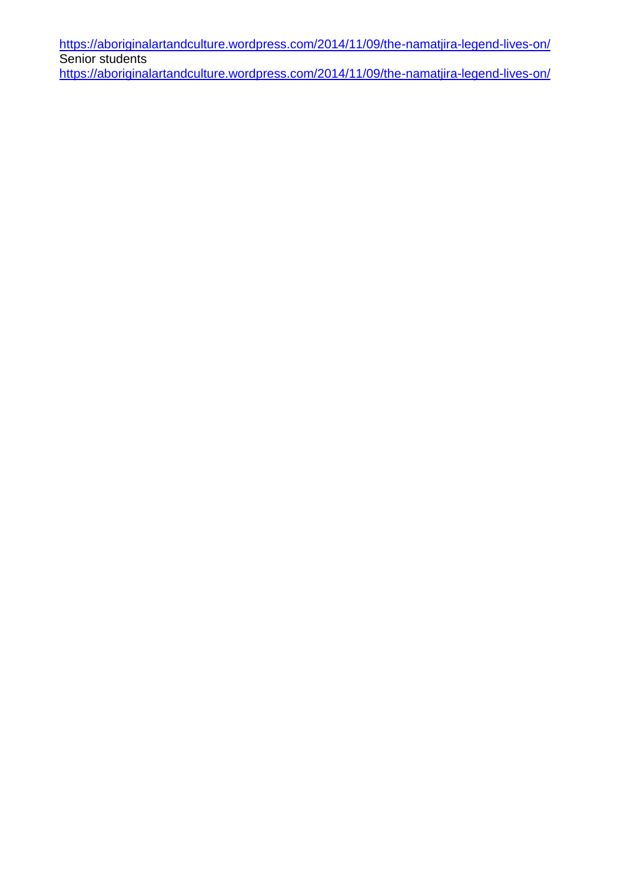https://aboriginalartandculture.wordpress.com/2014/11/09/the-namatjira-legend-lives-on/
Senior students
https://aboriginalartandculture.wordpress.com/2014/11/09/the-namatjira-legend-lives-on/